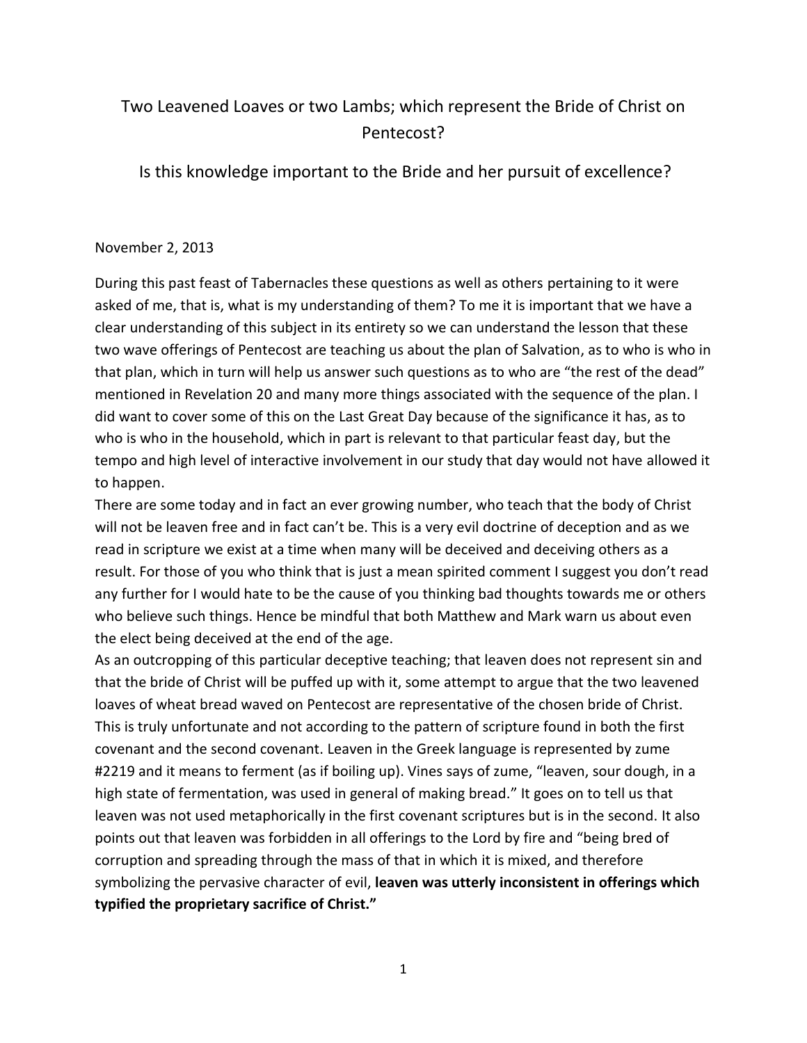# Two Leavened Loaves or two Lambs; which represent the Bride of Christ on Pentecost?

## Is this knowledge important to the Bride and her pursuit of excellence?

November 2, 2013

During this past feast of Tabernacles these questions as well as others pertaining to it were asked of me, that is, what is my understanding of them? To me it is important that we have a clear understanding of this subject in its entirety so we can understand the lesson that these two wave offerings of Pentecost are teaching us about the plan of Salvation, as to who is who in that plan, which in turn will help us answer such questions as to who are "the rest of the dead" mentioned in Revelation 20 and many more things associated with the sequence of the plan. I did want to cover some of this on the Last Great Day because of the significance it has, as to who is who in the household, which in part is relevant to that particular feast day, but the tempo and high level of interactive involvement in our study that day would not have allowed it to happen.

There are some today and in fact an ever growing number, who teach that the body of Christ will not be leaven free and in fact can't be. This is a very evil doctrine of deception and as we read in scripture we exist at a time when many will be deceived and deceiving others as a result. For those of you who think that is just a mean spirited comment I suggest you don't read any further for I would hate to be the cause of you thinking bad thoughts towards me or others who believe such things. Hence be mindful that both Matthew and Mark warn us about even the elect being deceived at the end of the age.

As an outcropping of this particular deceptive teaching; that leaven does not represent sin and that the bride of Christ will be puffed up with it, some attempt to argue that the two leavened loaves of wheat bread waved on Pentecost are representative of the chosen bride of Christ. This is truly unfortunate and not according to the pattern of scripture found in both the first covenant and the second covenant. Leaven in the Greek language is represented by zume #2219 and it means to ferment (as if boiling up). Vines says of zume, "leaven, sour dough, in a high state of fermentation, was used in general of making bread." It goes on to tell us that leaven was not used metaphorically in the first covenant scriptures but is in the second. It also points out that leaven was forbidden in all offerings to the Lord by fire and "being bred of corruption and spreading through the mass of that in which it is mixed, and therefore symbolizing the pervasive character of evil, **leaven was utterly inconsistent in offerings which typified the proprietary sacrifice of Christ."**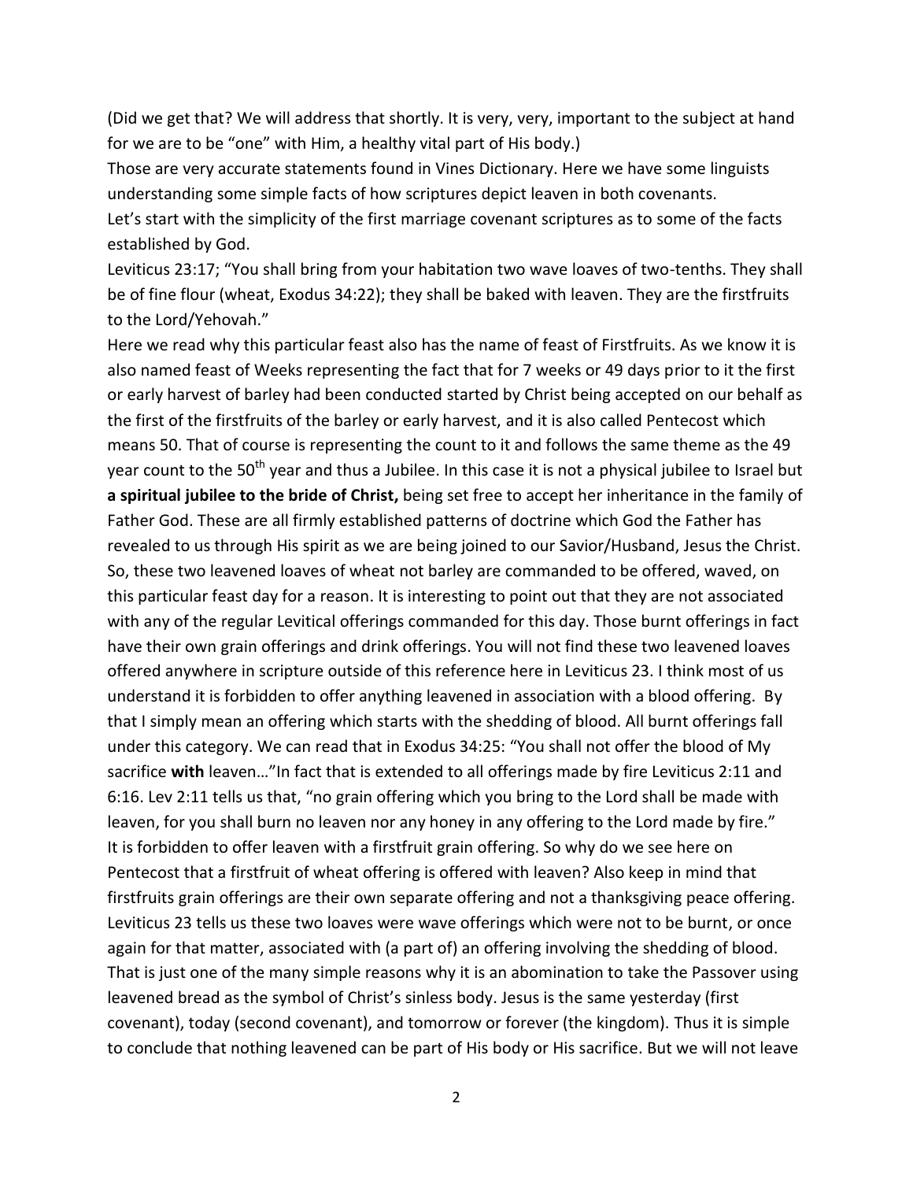(Did we get that? We will address that shortly. It is very, very, important to the subject at hand for we are to be "one" with Him, a healthy vital part of His body.)

Those are very accurate statements found in Vines Dictionary. Here we have some linguists understanding some simple facts of how scriptures depict leaven in both covenants.

Let's start with the simplicity of the first marriage covenant scriptures as to some of the facts established by God.

Leviticus 23:17; "You shall bring from your habitation two wave loaves of two-tenths. They shall be of fine flour (wheat, Exodus 34:22); they shall be baked with leaven. They are the firstfruits to the Lord/Yehovah."

Here we read why this particular feast also has the name of feast of Firstfruits. As we know it is also named feast of Weeks representing the fact that for 7 weeks or 49 days prior to it the first or early harvest of barley had been conducted started by Christ being accepted on our behalf as the first of the firstfruits of the barley or early harvest, and it is also called Pentecost which means 50. That of course is representing the count to it and follows the same theme as the 49 year count to the 50th year and thus a Jubilee. In this case it is not a physical jubilee to Israel but **a spiritual jubilee to the bride of Christ,** being set free to accept her inheritance in the family of Father God. These are all firmly established patterns of doctrine which God the Father has revealed to us through His spirit as we are being joined to our Savior/Husband, Jesus the Christ. So, these two leavened loaves of wheat not barley are commanded to be offered, waved, on this particular feast day for a reason. It is interesting to point out that they are not associated with any of the regular Levitical offerings commanded for this day. Those burnt offerings in fact have their own grain offerings and drink offerings. You will not find these two leavened loaves offered anywhere in scripture outside of this reference here in Leviticus 23. I think most of us understand it is forbidden to offer anything leavened in association with a blood offering. By that I simply mean an offering which starts with the shedding of blood. All burnt offerings fall under this category. We can read that in Exodus 34:25: "You shall not offer the blood of My sacrifice **with** leaven…"In fact that is extended to all offerings made by fire Leviticus 2:11 and 6:16. Lev 2:11 tells us that, "no grain offering which you bring to the Lord shall be made with leaven, for you shall burn no leaven nor any honey in any offering to the Lord made by fire." It is forbidden to offer leaven with a firstfruit grain offering. So why do we see here on Pentecost that a firstfruit of wheat offering is offered with leaven? Also keep in mind that firstfruits grain offerings are their own separate offering and not a thanksgiving peace offering. Leviticus 23 tells us these two loaves were wave offerings which were not to be burnt, or once again for that matter, associated with (a part of) an offering involving the shedding of blood. That is just one of the many simple reasons why it is an abomination to take the Passover using leavened bread as the symbol of Christ's sinless body. Jesus is the same yesterday (first covenant), today (second covenant), and tomorrow or forever (the kingdom). Thus it is simple to conclude that nothing leavened can be part of His body or His sacrifice. But we will not leave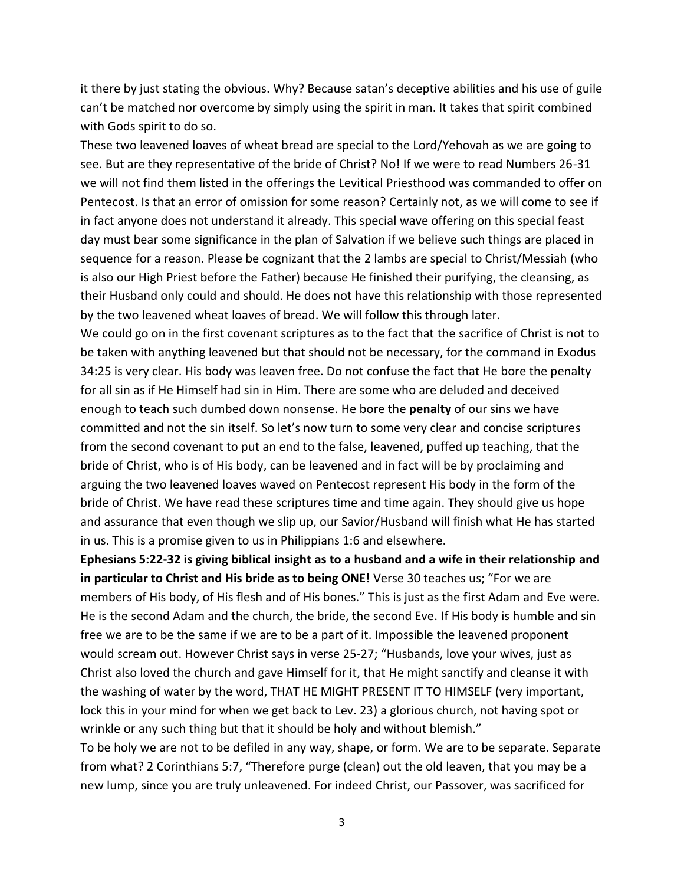it there by just stating the obvious. Why? Because satan's deceptive abilities and his use of guile can't be matched nor overcome by simply using the spirit in man. It takes that spirit combined with Gods spirit to do so.

These two leavened loaves of wheat bread are special to the Lord/Yehovah as we are going to see. But are they representative of the bride of Christ? No! If we were to read Numbers 26-31 we will not find them listed in the offerings the Levitical Priesthood was commanded to offer on Pentecost. Is that an error of omission for some reason? Certainly not, as we will come to see if in fact anyone does not understand it already. This special wave offering on this special feast day must bear some significance in the plan of Salvation if we believe such things are placed in sequence for a reason. Please be cognizant that the 2 lambs are special to Christ/Messiah (who is also our High Priest before the Father) because He finished their purifying, the cleansing, as their Husband only could and should. He does not have this relationship with those represented by the two leavened wheat loaves of bread. We will follow this through later.

We could go on in the first covenant scriptures as to the fact that the sacrifice of Christ is not to be taken with anything leavened but that should not be necessary, for the command in Exodus 34:25 is very clear. His body was leaven free. Do not confuse the fact that He bore the penalty for all sin as if He Himself had sin in Him. There are some who are deluded and deceived enough to teach such dumbed down nonsense. He bore the **penalty** of our sins we have committed and not the sin itself. So let's now turn to some very clear and concise scriptures from the second covenant to put an end to the false, leavened, puffed up teaching, that the bride of Christ, who is of His body, can be leavened and in fact will be by proclaiming and arguing the two leavened loaves waved on Pentecost represent His body in the form of the bride of Christ. We have read these scriptures time and time again. They should give us hope and assurance that even though we slip up, our Savior/Husband will finish what He has started in us. This is a promise given to us in Philippians 1:6 and elsewhere.

**Ephesians 5:22-32 is giving biblical insight as to a husband and a wife in their relationship and in particular to Christ and His bride as to being ONE!** Verse 30 teaches us; "For we are members of His body, of His flesh and of His bones." This is just as the first Adam and Eve were. He is the second Adam and the church, the bride, the second Eve. If His body is humble and sin free we are to be the same if we are to be a part of it. Impossible the leavened proponent would scream out. However Christ says in verse 25-27; "Husbands, love your wives, just as Christ also loved the church and gave Himself for it, that He might sanctify and cleanse it with the washing of water by the word, THAT HE MIGHT PRESENT IT TO HIMSELF (very important, lock this in your mind for when we get back to Lev. 23) a glorious church, not having spot or wrinkle or any such thing but that it should be holy and without blemish."

To be holy we are not to be defiled in any way, shape, or form. We are to be separate. Separate from what? 2 Corinthians 5:7, "Therefore purge (clean) out the old leaven, that you may be a new lump, since you are truly unleavened. For indeed Christ, our Passover, was sacrificed for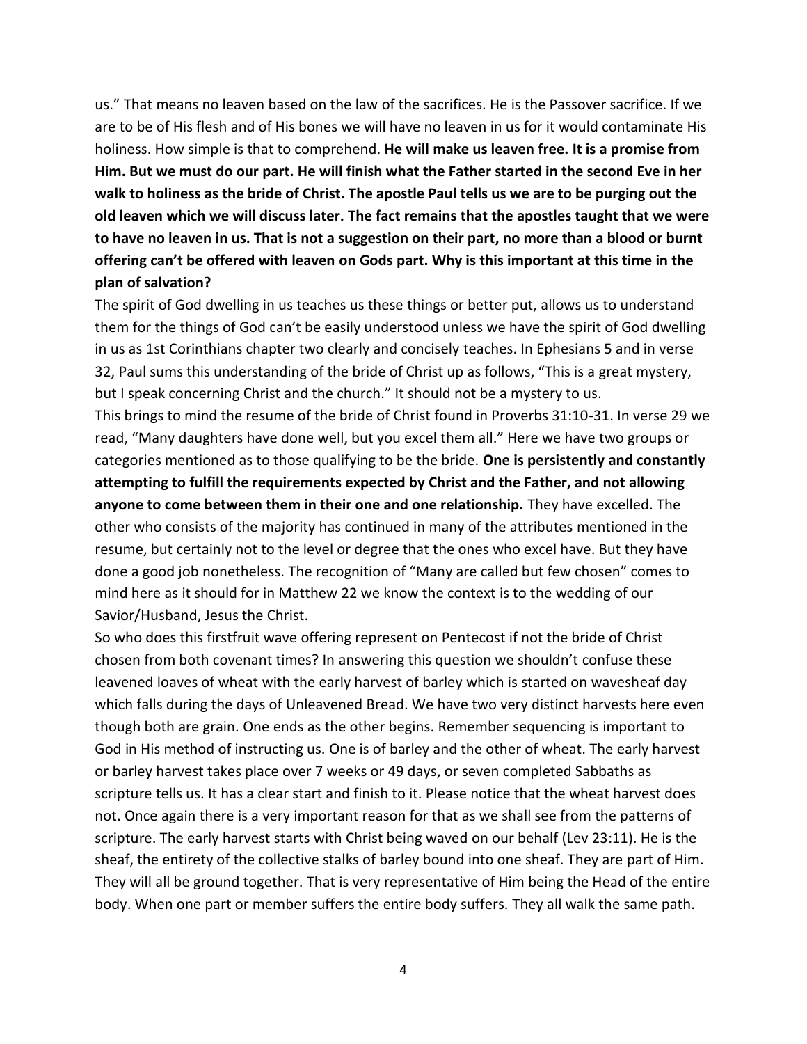us." That means no leaven based on the law of the sacrifices. He is the Passover sacrifice. If we are to be of His flesh and of His bones we will have no leaven in us for it would contaminate His holiness. How simple is that to comprehend. **He will make us leaven free. It is a promise from Him. But we must do our part. He will finish what the Father started in the second Eve in her walk to holiness as the bride of Christ. The apostle Paul tells us we are to be purging out the old leaven which we will discuss later. The fact remains that the apostles taught that we were to have no leaven in us. That is not a suggestion on their part, no more than a blood or burnt offering can't be offered with leaven on Gods part. Why is this important at this time in the plan of salvation?**

The spirit of God dwelling in us teaches us these things or better put, allows us to understand them for the things of God can't be easily understood unless we have the spirit of God dwelling in us as 1st Corinthians chapter two clearly and concisely teaches. In Ephesians 5 and in verse 32, Paul sums this understanding of the bride of Christ up as follows, "This is a great mystery, but I speak concerning Christ and the church." It should not be a mystery to us.

This brings to mind the resume of the bride of Christ found in Proverbs 31:10-31. In verse 29 we read, "Many daughters have done well, but you excel them all." Here we have two groups or categories mentioned as to those qualifying to be the bride. **One is persistently and constantly attempting to fulfill the requirements expected by Christ and the Father, and not allowing anyone to come between them in their one and one relationship.** They have excelled. The other who consists of the majority has continued in many of the attributes mentioned in the resume, but certainly not to the level or degree that the ones who excel have. But they have done a good job nonetheless. The recognition of "Many are called but few chosen" comes to mind here as it should for in Matthew 22 we know the context is to the wedding of our Savior/Husband, Jesus the Christ.

So who does this firstfruit wave offering represent on Pentecost if not the bride of Christ chosen from both covenant times? In answering this question we shouldn't confuse these leavened loaves of wheat with the early harvest of barley which is started on wavesheaf day which falls during the days of Unleavened Bread. We have two very distinct harvests here even though both are grain. One ends as the other begins. Remember sequencing is important to God in His method of instructing us. One is of barley and the other of wheat. The early harvest or barley harvest takes place over 7 weeks or 49 days, or seven completed Sabbaths as scripture tells us. It has a clear start and finish to it. Please notice that the wheat harvest does not. Once again there is a very important reason for that as we shall see from the patterns of scripture. The early harvest starts with Christ being waved on our behalf (Lev 23:11). He is the sheaf, the entirety of the collective stalks of barley bound into one sheaf. They are part of Him. They will all be ground together. That is very representative of Him being the Head of the entire body. When one part or member suffers the entire body suffers. They all walk the same path.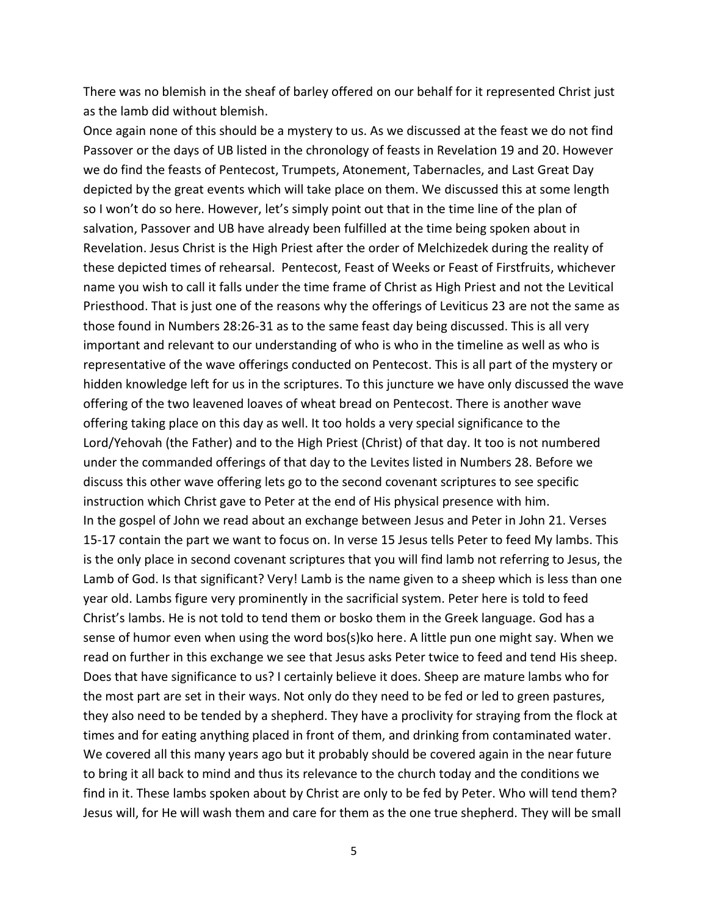There was no blemish in the sheaf of barley offered on our behalf for it represented Christ just as the lamb did without blemish.

Once again none of this should be a mystery to us. As we discussed at the feast we do not find Passover or the days of UB listed in the chronology of feasts in Revelation 19 and 20. However we do find the feasts of Pentecost, Trumpets, Atonement, Tabernacles, and Last Great Day depicted by the great events which will take place on them. We discussed this at some length so I won't do so here. However, let's simply point out that in the time line of the plan of salvation, Passover and UB have already been fulfilled at the time being spoken about in Revelation. Jesus Christ is the High Priest after the order of Melchizedek during the reality of these depicted times of rehearsal. Pentecost, Feast of Weeks or Feast of Firstfruits, whichever name you wish to call it falls under the time frame of Christ as High Priest and not the Levitical Priesthood. That is just one of the reasons why the offerings of Leviticus 23 are not the same as those found in Numbers 28:26-31 as to the same feast day being discussed. This is all very important and relevant to our understanding of who is who in the timeline as well as who is representative of the wave offerings conducted on Pentecost. This is all part of the mystery or hidden knowledge left for us in the scriptures. To this juncture we have only discussed the wave offering of the two leavened loaves of wheat bread on Pentecost. There is another wave offering taking place on this day as well. It too holds a very special significance to the Lord/Yehovah (the Father) and to the High Priest (Christ) of that day. It too is not numbered under the commanded offerings of that day to the Levites listed in Numbers 28. Before we discuss this other wave offering lets go to the second covenant scriptures to see specific instruction which Christ gave to Peter at the end of His physical presence with him.

In the gospel of John we read about an exchange between Jesus and Peter in John 21. Verses 15-17 contain the part we want to focus on. In verse 15 Jesus tells Peter to feed My lambs. This is the only place in second covenant scriptures that you will find lamb not referring to Jesus, the Lamb of God. Is that significant? Very! Lamb is the name given to a sheep which is less than one year old. Lambs figure very prominently in the sacrificial system. Peter here is told to feed Christ's lambs. He is not told to tend them or bosko them in the Greek language. God has a sense of humor even when using the word bos(s)ko here. A little pun one might say. When we read on further in this exchange we see that Jesus asks Peter twice to feed and tend His sheep. Does that have significance to us? I certainly believe it does. Sheep are mature lambs who for the most part are set in their ways. Not only do they need to be fed or led to green pastures, they also need to be tended by a shepherd. They have a proclivity for straying from the flock at times and for eating anything placed in front of them, and drinking from contaminated water. We covered all this many years ago but it probably should be covered again in the near future to bring it all back to mind and thus its relevance to the church today and the conditions we find in it. These lambs spoken about by Christ are only to be fed by Peter. Who will tend them? Jesus will, for He will wash them and care for them as the one true shepherd. They will be small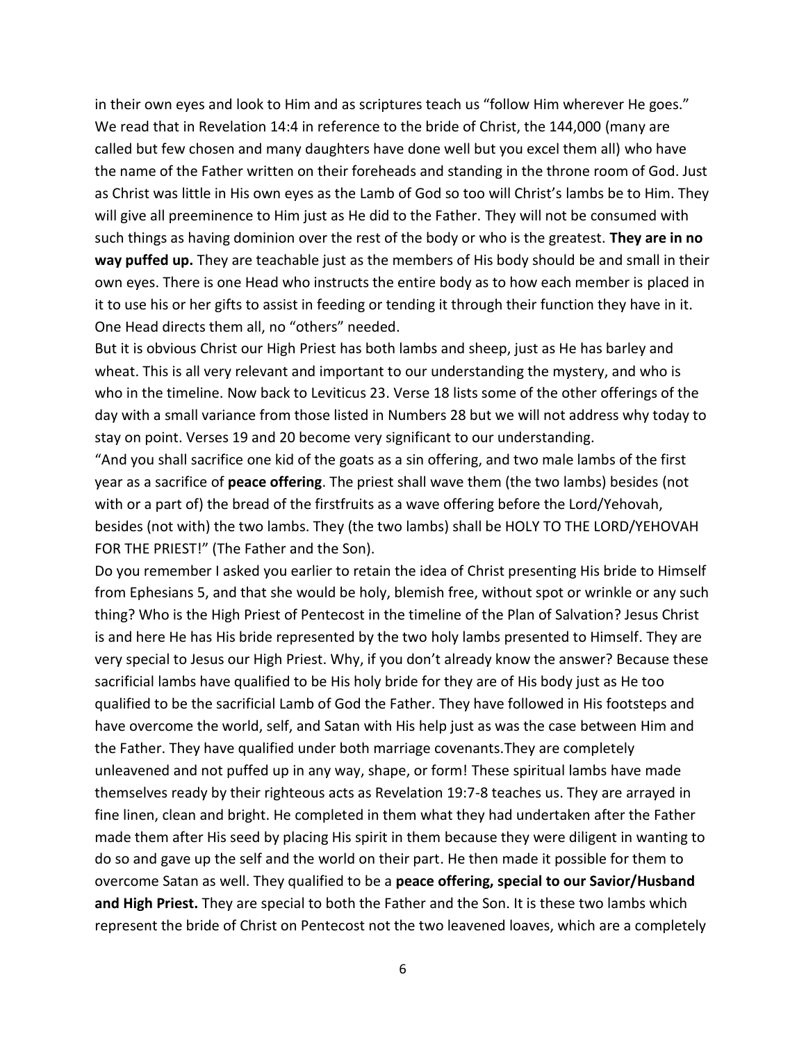in their own eyes and look to Him and as scriptures teach us "follow Him wherever He goes." We read that in Revelation 14:4 in reference to the bride of Christ, the 144,000 (many are called but few chosen and many daughters have done well but you excel them all) who have the name of the Father written on their foreheads and standing in the throne room of God. Just as Christ was little in His own eyes as the Lamb of God so too will Christ's lambs be to Him. They will give all preeminence to Him just as He did to the Father. They will not be consumed with such things as having dominion over the rest of the body or who is the greatest. **They are in no way puffed up.** They are teachable just as the members of His body should be and small in their own eyes. There is one Head who instructs the entire body as to how each member is placed in it to use his or her gifts to assist in feeding or tending it through their function they have in it. One Head directs them all, no "others" needed.

But it is obvious Christ our High Priest has both lambs and sheep, just as He has barley and wheat. This is all very relevant and important to our understanding the mystery, and who is who in the timeline. Now back to Leviticus 23. Verse 18 lists some of the other offerings of the day with a small variance from those listed in Numbers 28 but we will not address why today to stay on point. Verses 19 and 20 become very significant to our understanding.

"And you shall sacrifice one kid of the goats as a sin offering, and two male lambs of the first year as a sacrifice of **peace offering**. The priest shall wave them (the two lambs) besides (not with or a part of) the bread of the firstfruits as a wave offering before the Lord/Yehovah, besides (not with) the two lambs. They (the two lambs) shall be HOLY TO THE LORD/YEHOVAH FOR THE PRIEST!" (The Father and the Son).

Do you remember I asked you earlier to retain the idea of Christ presenting His bride to Himself from Ephesians 5, and that she would be holy, blemish free, without spot or wrinkle or any such thing? Who is the High Priest of Pentecost in the timeline of the Plan of Salvation? Jesus Christ is and here He has His bride represented by the two holy lambs presented to Himself. They are very special to Jesus our High Priest. Why, if you don't already know the answer? Because these sacrificial lambs have qualified to be His holy bride for they are of His body just as He too qualified to be the sacrificial Lamb of God the Father. They have followed in His footsteps and have overcome the world, self, and Satan with His help just as was the case between Him and the Father. They have qualified under both marriage covenants.They are completely unleavened and not puffed up in any way, shape, or form! These spiritual lambs have made themselves ready by their righteous acts as Revelation 19:7-8 teaches us. They are arrayed in fine linen, clean and bright. He completed in them what they had undertaken after the Father made them after His seed by placing His spirit in them because they were diligent in wanting to do so and gave up the self and the world on their part. He then made it possible for them to overcome Satan as well. They qualified to be a **peace offering, special to our Savior/Husband and High Priest.** They are special to both the Father and the Son. It is these two lambs which represent the bride of Christ on Pentecost not the two leavened loaves, which are a completely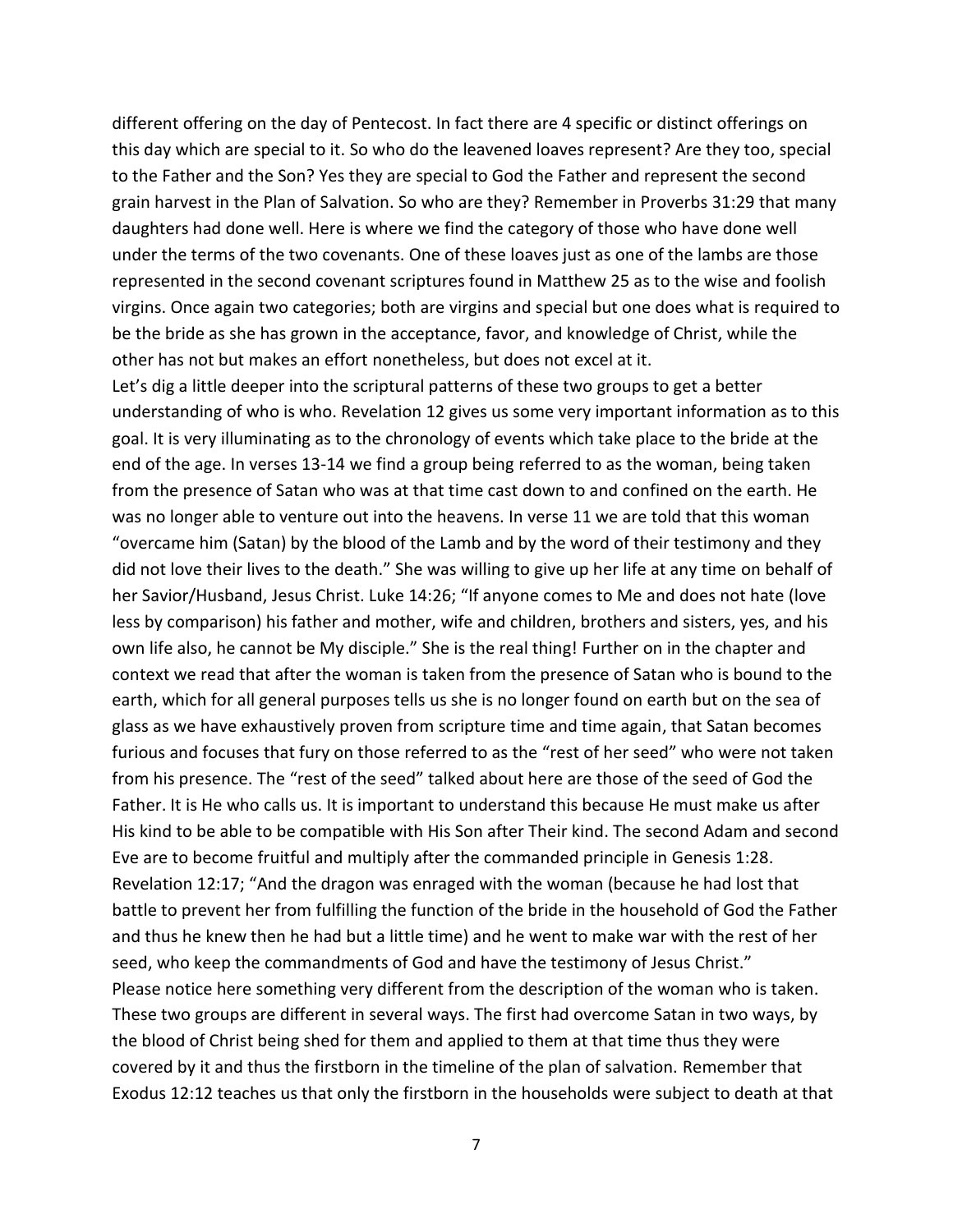different offering on the day of Pentecost. In fact there are 4 specific or distinct offerings on this day which are special to it. So who do the leavened loaves represent? Are they too, special to the Father and the Son? Yes they are special to God the Father and represent the second grain harvest in the Plan of Salvation. So who are they? Remember in Proverbs 31:29 that many daughters had done well. Here is where we find the category of those who have done well under the terms of the two covenants. One of these loaves just as one of the lambs are those represented in the second covenant scriptures found in Matthew 25 as to the wise and foolish virgins. Once again two categories; both are virgins and special but one does what is required to be the bride as she has grown in the acceptance, favor, and knowledge of Christ, while the other has not but makes an effort nonetheless, but does not excel at it.

Let's dig a little deeper into the scriptural patterns of these two groups to get a better understanding of who is who. Revelation 12 gives us some very important information as to this goal. It is very illuminating as to the chronology of events which take place to the bride at the end of the age. In verses 13-14 we find a group being referred to as the woman, being taken from the presence of Satan who was at that time cast down to and confined on the earth. He was no longer able to venture out into the heavens. In verse 11 we are told that this woman "overcame him (Satan) by the blood of the Lamb and by the word of their testimony and they did not love their lives to the death." She was willing to give up her life at any time on behalf of her Savior/Husband, Jesus Christ. Luke 14:26; "If anyone comes to Me and does not hate (love less by comparison) his father and mother, wife and children, brothers and sisters, yes, and his own life also, he cannot be My disciple." She is the real thing! Further on in the chapter and context we read that after the woman is taken from the presence of Satan who is bound to the earth, which for all general purposes tells us she is no longer found on earth but on the sea of glass as we have exhaustively proven from scripture time and time again, that Satan becomes furious and focuses that fury on those referred to as the "rest of her seed" who were not taken from his presence. The "rest of the seed" talked about here are those of the seed of God the Father. It is He who calls us. It is important to understand this because He must make us after His kind to be able to be compatible with His Son after Their kind. The second Adam and second Eve are to become fruitful and multiply after the commanded principle in Genesis 1:28.

Revelation 12:17; "And the dragon was enraged with the woman (because he had lost that battle to prevent her from fulfilling the function of the bride in the household of God the Father and thus he knew then he had but a little time) and he went to make war with the rest of her seed, who keep the commandments of God and have the testimony of Jesus Christ."

Please notice here something very different from the description of the woman who is taken. These two groups are different in several ways. The first had overcome Satan in two ways, by the blood of Christ being shed for them and applied to them at that time thus they were covered by it and thus the firstborn in the timeline of the plan of salvation. Remember that Exodus 12:12 teaches us that only the firstborn in the households were subject to death at that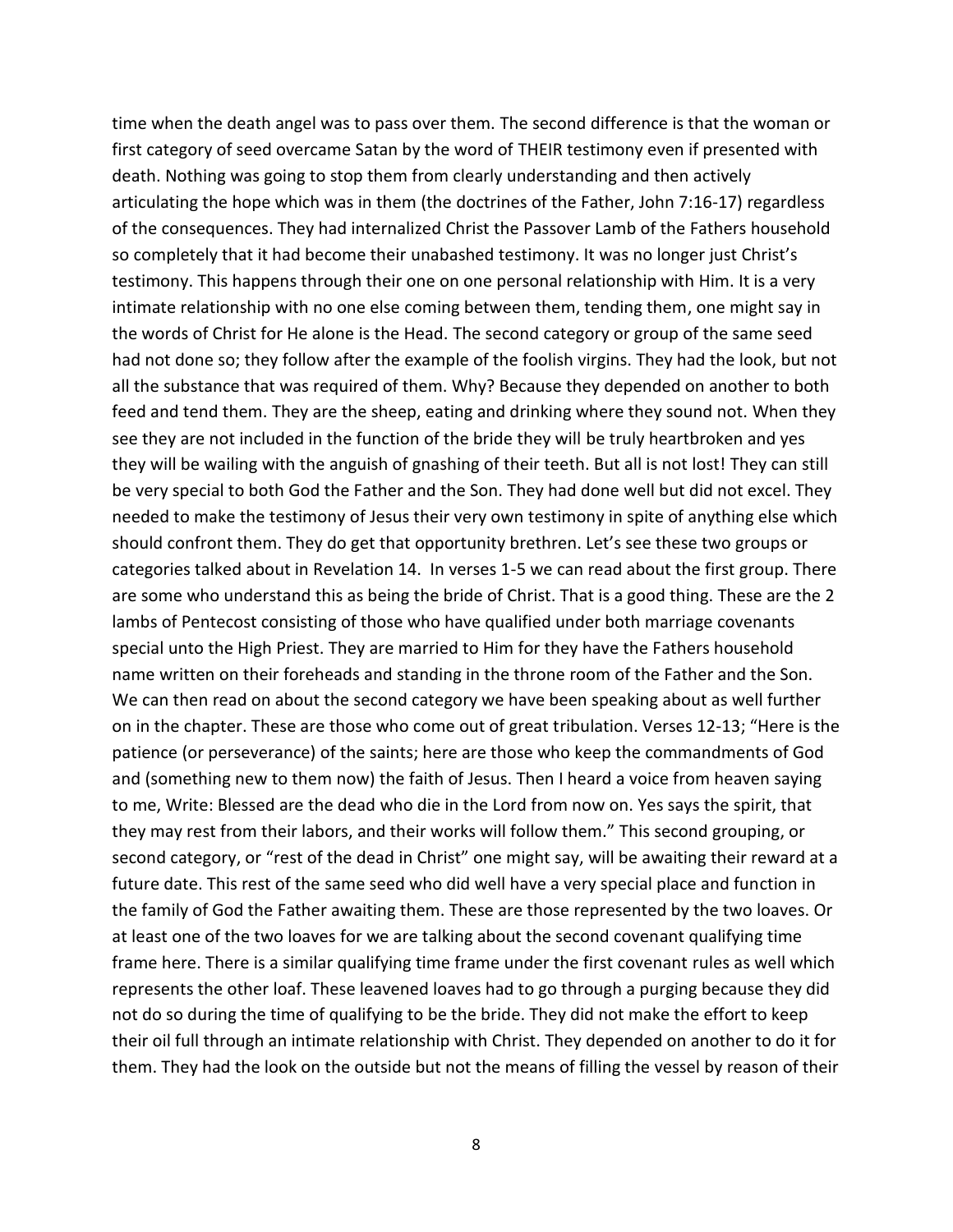time when the death angel was to pass over them. The second difference is that the woman or first category of seed overcame Satan by the word of THEIR testimony even if presented with death. Nothing was going to stop them from clearly understanding and then actively articulating the hope which was in them (the doctrines of the Father, John 7:16-17) regardless of the consequences. They had internalized Christ the Passover Lamb of the Fathers household so completely that it had become their unabashed testimony. It was no longer just Christ's testimony. This happens through their one on one personal relationship with Him. It is a very intimate relationship with no one else coming between them, tending them, one might say in the words of Christ for He alone is the Head. The second category or group of the same seed had not done so; they follow after the example of the foolish virgins. They had the look, but not all the substance that was required of them. Why? Because they depended on another to both feed and tend them. They are the sheep, eating and drinking where they sound not. When they see they are not included in the function of the bride they will be truly heartbroken and yes they will be wailing with the anguish of gnashing of their teeth. But all is not lost! They can still be very special to both God the Father and the Son. They had done well but did not excel. They needed to make the testimony of Jesus their very own testimony in spite of anything else which should confront them. They do get that opportunity brethren. Let's see these two groups or categories talked about in Revelation 14. In verses 1-5 we can read about the first group. There are some who understand this as being the bride of Christ. That is a good thing. These are the 2 lambs of Pentecost consisting of those who have qualified under both marriage covenants special unto the High Priest. They are married to Him for they have the Fathers household name written on their foreheads and standing in the throne room of the Father and the Son. We can then read on about the second category we have been speaking about as well further on in the chapter. These are those who come out of great tribulation. Verses 12-13; "Here is the patience (or perseverance) of the saints; here are those who keep the commandments of God and (something new to them now) the faith of Jesus. Then I heard a voice from heaven saying to me, Write: Blessed are the dead who die in the Lord from now on. Yes says the spirit, that they may rest from their labors, and their works will follow them." This second grouping, or second category, or "rest of the dead in Christ" one might say, will be awaiting their reward at a future date. This rest of the same seed who did well have a very special place and function in the family of God the Father awaiting them. These are those represented by the two loaves. Or at least one of the two loaves for we are talking about the second covenant qualifying time frame here. There is a similar qualifying time frame under the first covenant rules as well which represents the other loaf. These leavened loaves had to go through a purging because they did not do so during the time of qualifying to be the bride. They did not make the effort to keep their oil full through an intimate relationship with Christ. They depended on another to do it for them. They had the look on the outside but not the means of filling the vessel by reason of their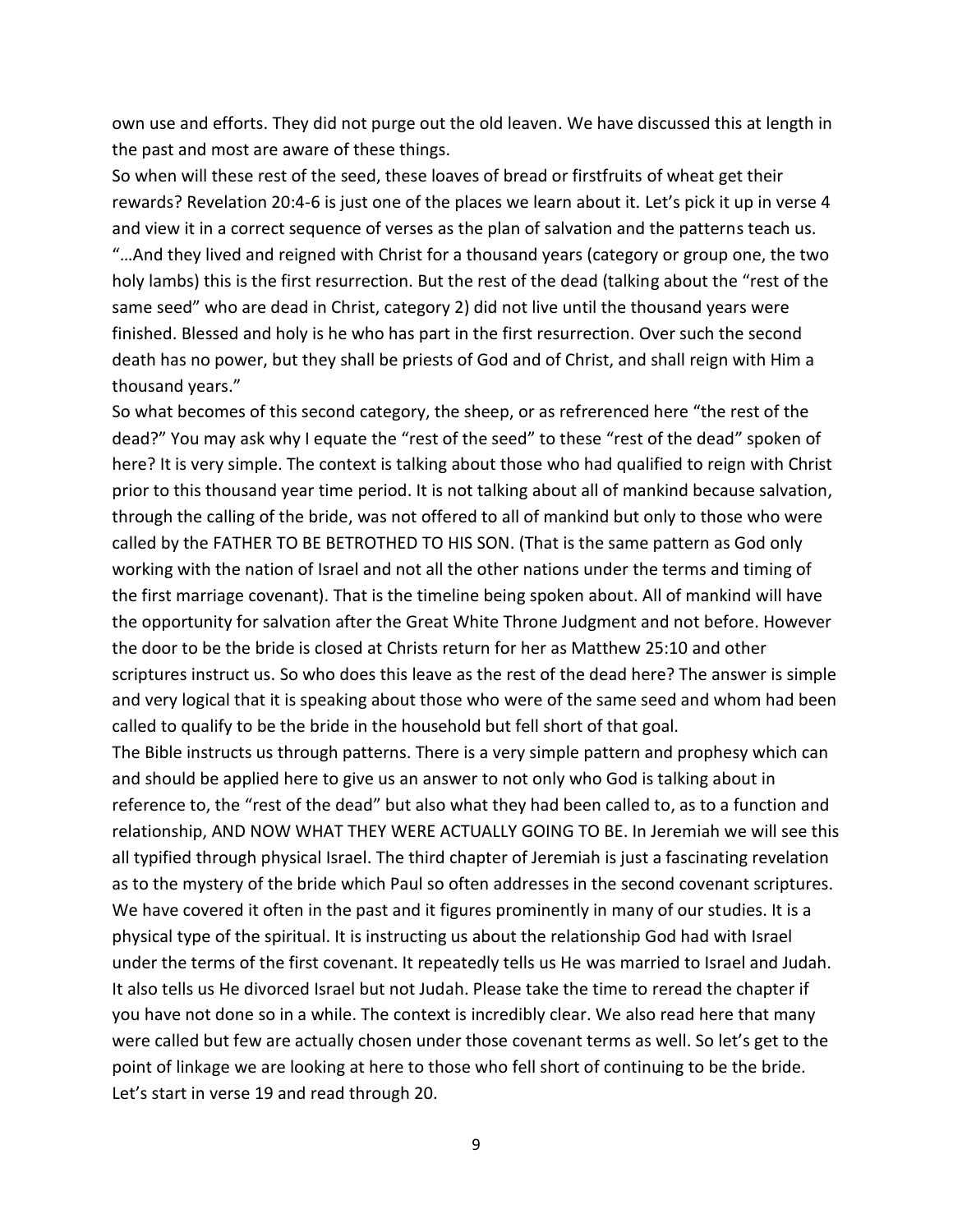own use and efforts. They did not purge out the old leaven. We have discussed this at length in the past and most are aware of these things.

So when will these rest of the seed, these loaves of bread or firstfruits of wheat get their rewards? Revelation 20:4-6 is just one of the places we learn about it. Let's pick it up in verse 4 and view it in a correct sequence of verses as the plan of salvation and the patterns teach us.

"…And they lived and reigned with Christ for a thousand years (category or group one, the two holy lambs) this is the first resurrection. But the rest of the dead (talking about the "rest of the same seed" who are dead in Christ, category 2) did not live until the thousand years were finished. Blessed and holy is he who has part in the first resurrection. Over such the second death has no power, but they shall be priests of God and of Christ, and shall reign with Him a thousand years."

So what becomes of this second category, the sheep, or as refrerenced here "the rest of the dead?" You may ask why I equate the "rest of the seed" to these "rest of the dead" spoken of here? It is very simple. The context is talking about those who had qualified to reign with Christ prior to this thousand year time period. It is not talking about all of mankind because salvation, through the calling of the bride, was not offered to all of mankind but only to those who were called by the FATHER TO BE BETROTHED TO HIS SON. (That is the same pattern as God only working with the nation of Israel and not all the other nations under the terms and timing of the first marriage covenant). That is the timeline being spoken about. All of mankind will have the opportunity for salvation after the Great White Throne Judgment and not before. However the door to be the bride is closed at Christs return for her as Matthew 25:10 and other scriptures instruct us. So who does this leave as the rest of the dead here? The answer is simple and very logical that it is speaking about those who were of the same seed and whom had been called to qualify to be the bride in the household but fell short of that goal.

The Bible instructs us through patterns. There is a very simple pattern and prophesy which can and should be applied here to give us an answer to not only who God is talking about in reference to, the "rest of the dead" but also what they had been called to, as to a function and relationship, AND NOW WHAT THEY WERE ACTUALLY GOING TO BE. In Jeremiah we will see this all typified through physical Israel. The third chapter of Jeremiah is just a fascinating revelation as to the mystery of the bride which Paul so often addresses in the second covenant scriptures. We have covered it often in the past and it figures prominently in many of our studies. It is a physical type of the spiritual. It is instructing us about the relationship God had with Israel under the terms of the first covenant. It repeatedly tells us He was married to Israel and Judah. It also tells us He divorced Israel but not Judah. Please take the time to reread the chapter if you have not done so in a while. The context is incredibly clear. We also read here that many were called but few are actually chosen under those covenant terms as well. So let's get to the point of linkage we are looking at here to those who fell short of continuing to be the bride. Let's start in verse 19 and read through 20.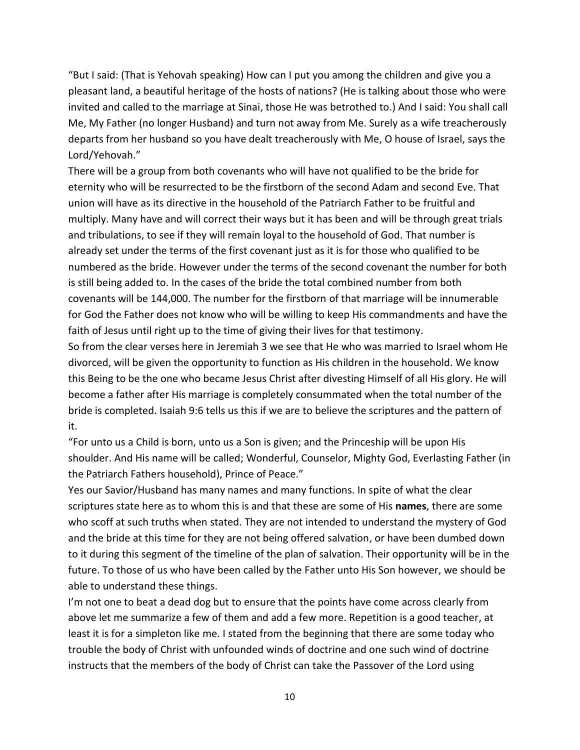"But I said: (That is Yehovah speaking) How can I put you among the children and give you a pleasant land, a beautiful heritage of the hosts of nations? (He is talking about those who were invited and called to the marriage at Sinai, those He was betrothed to.) And I said: You shall call Me, My Father (no longer Husband) and turn not away from Me. Surely as a wife treacherously departs from her husband so you have dealt treacherously with Me, O house of Israel, says the Lord/Yehovah."

There will be a group from both covenants who will have not qualified to be the bride for eternity who will be resurrected to be the firstborn of the second Adam and second Eve. That union will have as its directive in the household of the Patriarch Father to be fruitful and multiply. Many have and will correct their ways but it has been and will be through great trials and tribulations, to see if they will remain loyal to the household of God. That number is already set under the terms of the first covenant just as it is for those who qualified to be numbered as the bride. However under the terms of the second covenant the number for both is still being added to. In the cases of the bride the total combined number from both covenants will be 144,000. The number for the firstborn of that marriage will be innumerable for God the Father does not know who will be willing to keep His commandments and have the faith of Jesus until right up to the time of giving their lives for that testimony.

So from the clear verses here in Jeremiah 3 we see that He who was married to Israel whom He divorced, will be given the opportunity to function as His children in the household. We know this Being to be the one who became Jesus Christ after divesting Himself of all His glory. He will become a father after His marriage is completely consummated when the total number of the bride is completed. Isaiah 9:6 tells us this if we are to believe the scriptures and the pattern of it.

"For unto us a Child is born, unto us a Son is given; and the Princeship will be upon His shoulder. And His name will be called; Wonderful, Counselor, Mighty God, Everlasting Father (in the Patriarch Fathers household), Prince of Peace."

Yes our Savior/Husband has many names and many functions. In spite of what the clear scriptures state here as to whom this is and that these are some of His **names**, there are some who scoff at such truths when stated. They are not intended to understand the mystery of God and the bride at this time for they are not being offered salvation, or have been dumbed down to it during this segment of the timeline of the plan of salvation. Their opportunity will be in the future. To those of us who have been called by the Father unto His Son however, we should be able to understand these things.

I'm not one to beat a dead dog but to ensure that the points have come across clearly from above let me summarize a few of them and add a few more. Repetition is a good teacher, at least it is for a simpleton like me. I stated from the beginning that there are some today who trouble the body of Christ with unfounded winds of doctrine and one such wind of doctrine instructs that the members of the body of Christ can take the Passover of the Lord using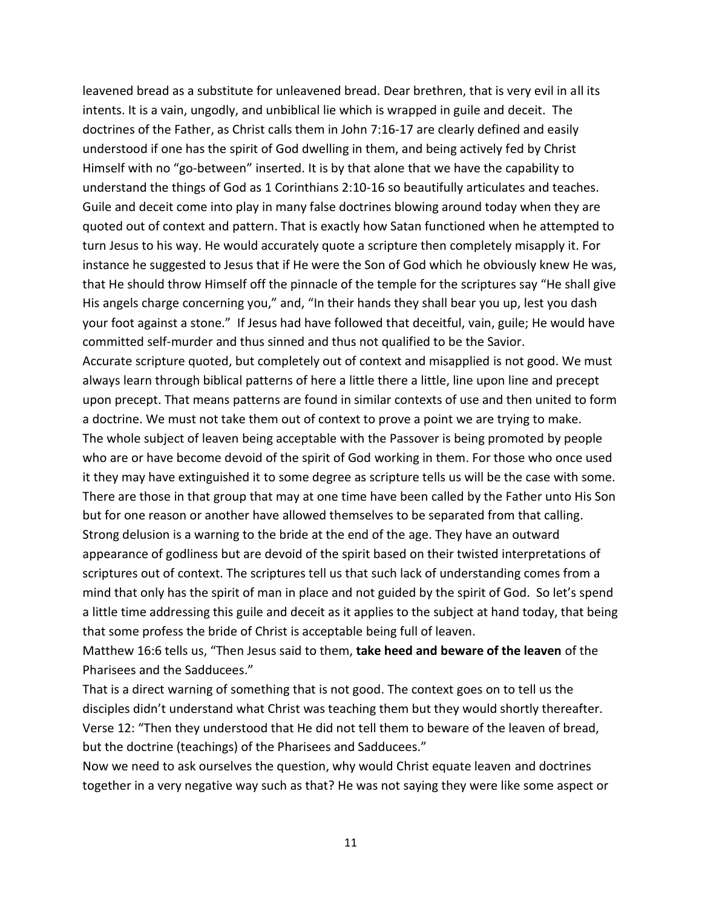leavened bread as a substitute for unleavened bread. Dear brethren, that is very evil in all its intents. It is a vain, ungodly, and unbiblical lie which is wrapped in guile and deceit. The doctrines of the Father, as Christ calls them in John 7:16-17 are clearly defined and easily understood if one has the spirit of God dwelling in them, and being actively fed by Christ Himself with no "go-between" inserted. It is by that alone that we have the capability to understand the things of God as 1 Corinthians 2:10-16 so beautifully articulates and teaches. Guile and deceit come into play in many false doctrines blowing around today when they are quoted out of context and pattern. That is exactly how Satan functioned when he attempted to turn Jesus to his way. He would accurately quote a scripture then completely misapply it. For instance he suggested to Jesus that if He were the Son of God which he obviously knew He was, that He should throw Himself off the pinnacle of the temple for the scriptures say "He shall give His angels charge concerning you," and, "In their hands they shall bear you up, lest you dash your foot against a stone." If Jesus had have followed that deceitful, vain, guile; He would have committed self-murder and thus sinned and thus not qualified to be the Savior.

Accurate scripture quoted, but completely out of context and misapplied is not good. We must always learn through biblical patterns of here a little there a little, line upon line and precept upon precept. That means patterns are found in similar contexts of use and then united to form a doctrine. We must not take them out of context to prove a point we are trying to make.

The whole subject of leaven being acceptable with the Passover is being promoted by people who are or have become devoid of the spirit of God working in them. For those who once used it they may have extinguished it to some degree as scripture tells us will be the case with some. There are those in that group that may at one time have been called by the Father unto His Son but for one reason or another have allowed themselves to be separated from that calling. Strong delusion is a warning to the bride at the end of the age. They have an outward appearance of godliness but are devoid of the spirit based on their twisted interpretations of scriptures out of context. The scriptures tell us that such lack of understanding comes from a mind that only has the spirit of man in place and not guided by the spirit of God. So let's spend a little time addressing this guile and deceit as it applies to the subject at hand today, that being that some profess the bride of Christ is acceptable being full of leaven.

Matthew 16:6 tells us, "Then Jesus said to them, **take heed and beware of the leaven** of the Pharisees and the Sadducees."

That is a direct warning of something that is not good. The context goes on to tell us the disciples didn't understand what Christ was teaching them but they would shortly thereafter. Verse 12: "Then they understood that He did not tell them to beware of the leaven of bread, but the doctrine (teachings) of the Pharisees and Sadducees."

Now we need to ask ourselves the question, why would Christ equate leaven and doctrines together in a very negative way such as that? He was not saying they were like some aspect or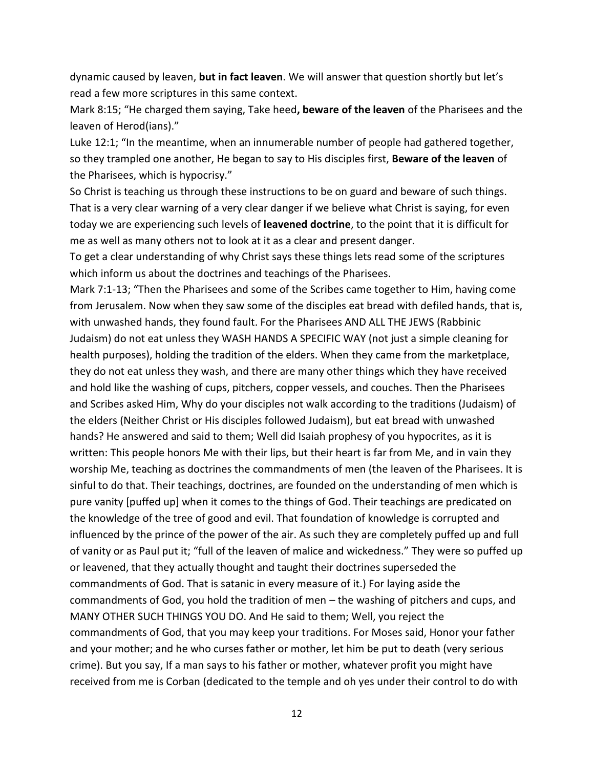dynamic caused by leaven, **but in fact leaven**. We will answer that question shortly but let's read a few more scriptures in this same context.

Mark 8:15; "He charged them saying, Take heed**, beware of the leaven** of the Pharisees and the leaven of Herod(ians)."

Luke 12:1; "In the meantime, when an innumerable number of people had gathered together, so they trampled one another, He began to say to His disciples first, **Beware of the leaven** of the Pharisees, which is hypocrisy."

So Christ is teaching us through these instructions to be on guard and beware of such things. That is a very clear warning of a very clear danger if we believe what Christ is saying, for even today we are experiencing such levels of **leavened doctrine**, to the point that it is difficult for me as well as many others not to look at it as a clear and present danger.

To get a clear understanding of why Christ says these things lets read some of the scriptures which inform us about the doctrines and teachings of the Pharisees.

Mark 7:1-13; "Then the Pharisees and some of the Scribes came together to Him, having come from Jerusalem. Now when they saw some of the disciples eat bread with defiled hands, that is, with unwashed hands, they found fault. For the Pharisees AND ALL THE JEWS (Rabbinic Judaism) do not eat unless they WASH HANDS A SPECIFIC WAY (not just a simple cleaning for health purposes), holding the tradition of the elders. When they came from the marketplace, they do not eat unless they wash, and there are many other things which they have received and hold like the washing of cups, pitchers, copper vessels, and couches. Then the Pharisees and Scribes asked Him, Why do your disciples not walk according to the traditions (Judaism) of the elders (Neither Christ or His disciples followed Judaism), but eat bread with unwashed hands? He answered and said to them; Well did Isaiah prophesy of you hypocrites, as it is written: This people honors Me with their lips, but their heart is far from Me, and in vain they worship Me, teaching as doctrines the commandments of men (the leaven of the Pharisees. It is sinful to do that. Their teachings, doctrines, are founded on the understanding of men which is pure vanity [puffed up] when it comes to the things of God. Their teachings are predicated on the knowledge of the tree of good and evil. That foundation of knowledge is corrupted and influenced by the prince of the power of the air. As such they are completely puffed up and full of vanity or as Paul put it; "full of the leaven of malice and wickedness." They were so puffed up or leavened, that they actually thought and taught their doctrines superseded the commandments of God. That is satanic in every measure of it.) For laying aside the commandments of God, you hold the tradition of men – the washing of pitchers and cups, and MANY OTHER SUCH THINGS YOU DO. And He said to them; Well, you reject the commandments of God, that you may keep your traditions. For Moses said, Honor your father and your mother; and he who curses father or mother, let him be put to death (very serious crime). But you say, If a man says to his father or mother, whatever profit you might have received from me is Corban (dedicated to the temple and oh yes under their control to do with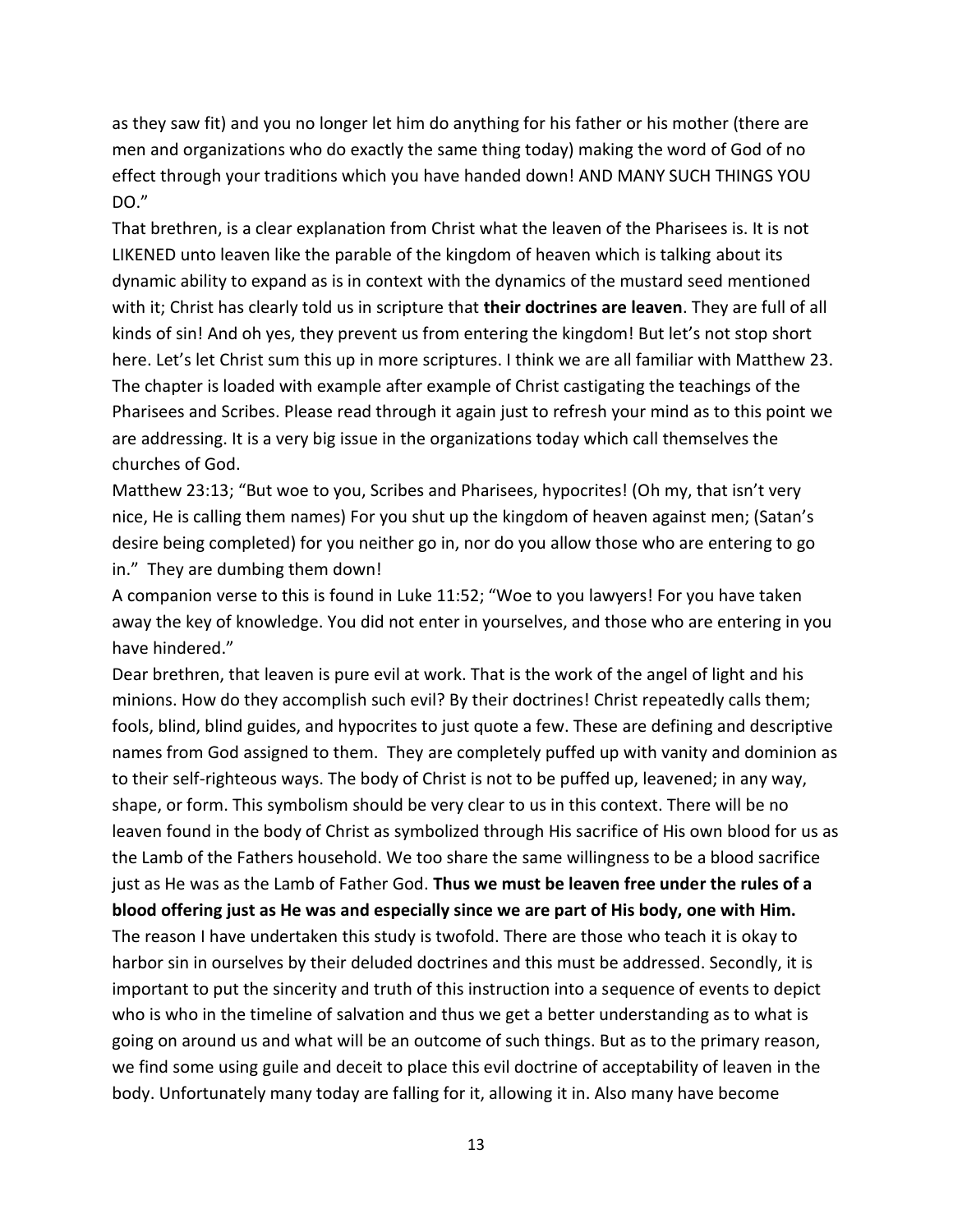as they saw fit) and you no longer let him do anything for his father or his mother (there are men and organizations who do exactly the same thing today) making the word of God of no effect through your traditions which you have handed down! AND MANY SUCH THINGS YOU DO."

That brethren, is a clear explanation from Christ what the leaven of the Pharisees is. It is not LIKENED unto leaven like the parable of the kingdom of heaven which is talking about its dynamic ability to expand as is in context with the dynamics of the mustard seed mentioned with it; Christ has clearly told us in scripture that **their doctrines are leaven**. They are full of all kinds of sin! And oh yes, they prevent us from entering the kingdom! But let's not stop short here. Let's let Christ sum this up in more scriptures. I think we are all familiar with Matthew 23. The chapter is loaded with example after example of Christ castigating the teachings of the Pharisees and Scribes. Please read through it again just to refresh your mind as to this point we are addressing. It is a very big issue in the organizations today which call themselves the churches of God.

Matthew 23:13; "But woe to you, Scribes and Pharisees, hypocrites! (Oh my, that isn't very nice, He is calling them names) For you shut up the kingdom of heaven against men; (Satan's desire being completed) for you neither go in, nor do you allow those who are entering to go in." They are dumbing them down!

A companion verse to this is found in Luke 11:52; "Woe to you lawyers! For you have taken away the key of knowledge. You did not enter in yourselves, and those who are entering in you have hindered."

Dear brethren, that leaven is pure evil at work. That is the work of the angel of light and his minions. How do they accomplish such evil? By their doctrines! Christ repeatedly calls them; fools, blind, blind guides, and hypocrites to just quote a few. These are defining and descriptive names from God assigned to them. They are completely puffed up with vanity and dominion as to their self-righteous ways. The body of Christ is not to be puffed up, leavened; in any way, shape, or form. This symbolism should be very clear to us in this context. There will be no leaven found in the body of Christ as symbolized through His sacrifice of His own blood for us as the Lamb of the Fathers household. We too share the same willingness to be a blood sacrifice just as He was as the Lamb of Father God. **Thus we must be leaven free under the rules of a blood offering just as He was and especially since we are part of His body, one with Him.** The reason I have undertaken this study is twofold. There are those who teach it is okay to harbor sin in ourselves by their deluded doctrines and this must be addressed. Secondly, it is important to put the sincerity and truth of this instruction into a sequence of events to depict who is who in the timeline of salvation and thus we get a better understanding as to what is going on around us and what will be an outcome of such things. But as to the primary reason, we find some using guile and deceit to place this evil doctrine of acceptability of leaven in the body. Unfortunately many today are falling for it, allowing it in. Also many have become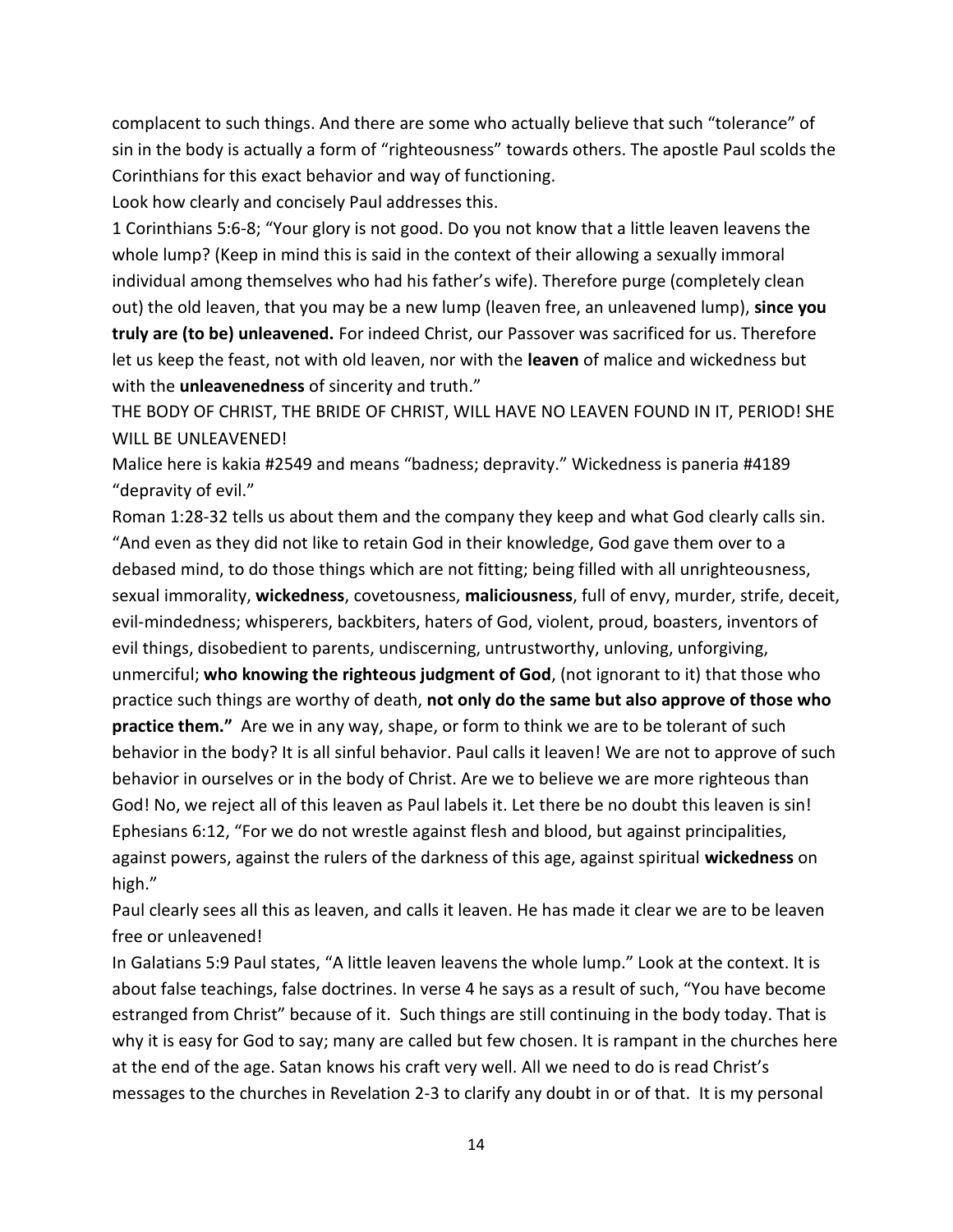complacent to such things. And there are some who actually believe that such "tolerance" of sin in the body is actually a form of "righteousness" towards others. The apostle Paul scolds the Corinthians for this exact behavior and way of functioning.

Look how clearly and concisely Paul addresses this.

1 Corinthians 5:6-8; "Your glory is not good. Do you not know that a little leaven leavens the whole lump? (Keep in mind this is said in the context of their allowing a sexually immoral individual among themselves who had his father's wife). Therefore purge (completely clean out) the old leaven, that you may be a new lump (leaven free, an unleavened lump), **since you truly are (to be) unleavened.** For indeed Christ, our Passover was sacrificed for us. Therefore let us keep the feast, not with old leaven, nor with the **leaven** of malice and wickedness but with the **unleavenedness** of sincerity and truth."

THE BODY OF CHRIST, THE BRIDE OF CHRIST, WILL HAVE NO LEAVEN FOUND IN IT, PERIOD! SHE WILL BE UNLEAVENED!

Malice here is kakia #2549 and means "badness; depravity." Wickedness is paneria #4189 "depravity of evil."

Roman 1:28-32 tells us about them and the company they keep and what God clearly calls sin. "And even as they did not like to retain God in their knowledge, God gave them over to a debased mind, to do those things which are not fitting; being filled with all unrighteousness, sexual immorality, **wickedness**, covetousness, **maliciousness**, full of envy, murder, strife, deceit, evil-mindedness; whisperers, backbiters, haters of God, violent, proud, boasters, inventors of evil things, disobedient to parents, undiscerning, untrustworthy, unloving, unforgiving, unmerciful; **who knowing the righteous judgment of God**, (not ignorant to it) that those who practice such things are worthy of death, **not only do the same but also approve of those who practice them."** Are we in any way, shape, or form to think we are to be tolerant of such behavior in the body? It is all sinful behavior. Paul calls it leaven! We are not to approve of such behavior in ourselves or in the body of Christ. Are we to believe we are more righteous than God! No, we reject all of this leaven as Paul labels it. Let there be no doubt this leaven is sin!

Ephesians 6:12, "For we do not wrestle against flesh and blood, but against principalities, against powers, against the rulers of the darkness of this age, against spiritual **wickedness** on high."

Paul clearly sees all this as leaven, and calls it leaven. He has made it clear we are to be leaven free or unleavened!

In Galatians 5:9 Paul states, "A little leaven leavens the whole lump." Look at the context. It is about false teachings, false doctrines. In verse 4 he says as a result of such, "You have become estranged from Christ" because of it. Such things are still continuing in the body today. That is why it is easy for God to say; many are called but few chosen. It is rampant in the churches here at the end of the age. Satan knows his craft very well. All we need to do is read Christ's messages to the churches in Revelation 2-3 to clarify any doubt in or of that. It is my personal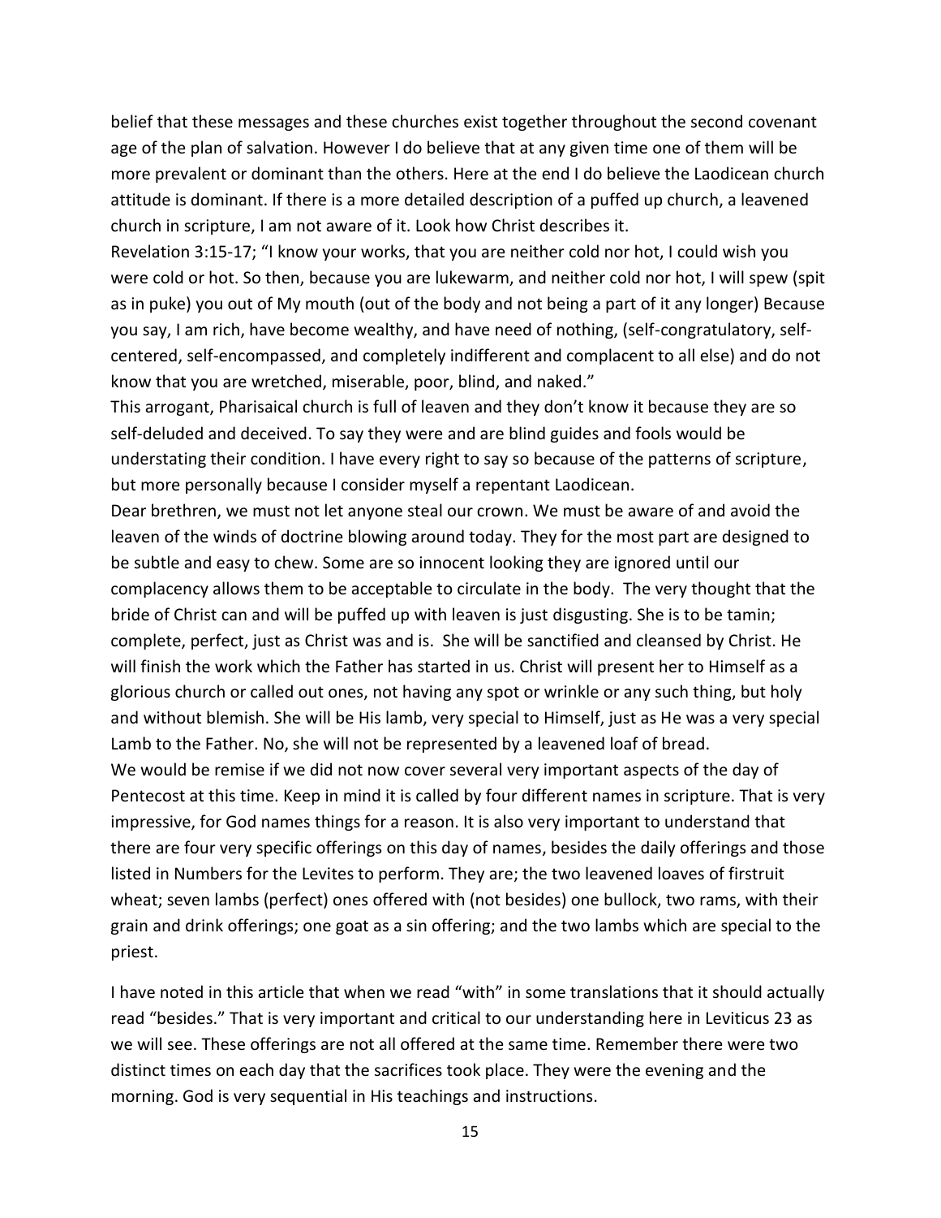belief that these messages and these churches exist together throughout the second covenant age of the plan of salvation. However I do believe that at any given time one of them will be more prevalent or dominant than the others. Here at the end I do believe the Laodicean church attitude is dominant. If there is a more detailed description of a puffed up church, a leavened church in scripture, I am not aware of it. Look how Christ describes it.

Revelation 3:15-17; "I know your works, that you are neither cold nor hot, I could wish you were cold or hot. So then, because you are lukewarm, and neither cold nor hot, I will spew (spit as in puke) you out of My mouth (out of the body and not being a part of it any longer) Because you say, I am rich, have become wealthy, and have need of nothing, (self-congratulatory, self-centered, self-encompassed, and completely indifferent and complacent to all else) and do not know that you are wretched, miserable, poor, blind, and naked."

This arrogant, Pharisaical church is full of leaven and they don't know it because they are so self-deluded and deceived. To say they were and are blind guides and fools would be understating their condition. I have every right to say so because of the patterns of scripture, but more personally because I consider myself a repentant Laodicean.

Dear brethren, we must not let anyone steal our crown. We must be aware of and avoid the leaven of the winds of doctrine blowing around today. They for the most part are designed to be subtle and easy to chew. Some are so innocent looking they are ignored until our complacency allows them to be acceptable to circulate in the body. The very thought that the bride of Christ can and will be puffed up with leaven is just disgusting. She is to be tamin; complete, perfect, just as Christ was and is. She will be sanctified and cleansed by Christ. He will finish the work which the Father has started in us. Christ will present her to Himself as a glorious church or called out ones, not having any spot or wrinkle or any such thing, but holy and without blemish. She will be His lamb, very special to Himself, just as He was a very special Lamb to the Father. No, she will not be represented by a leavened loaf of bread.

We would be remise if we did not now cover several very important aspects of the day of Pentecost at this time. Keep in mind it is called by four different names in scripture. That is very impressive, for God names things for a reason. It is also very important to understand that there are four very specific offerings on this day of names, besides the daily offerings and those listed in Numbers for the Levites to perform. They are; the two leavened loaves of firstruit wheat; seven lambs (perfect) ones offered with (not besides) one bullock, two rams, with their grain and drink offerings; one goat as a sin offering; and the two lambs which are special to the priest.

I have noted in this article that when we read "with" in some translations that it should actually read "besides." That is very important and critical to our understanding here in Leviticus 23 as we will see. These offerings are not all offered at the same time. Remember there were two distinct times on each day that the sacrifices took place. They were the evening and the morning. God is very sequential in His teachings and instructions.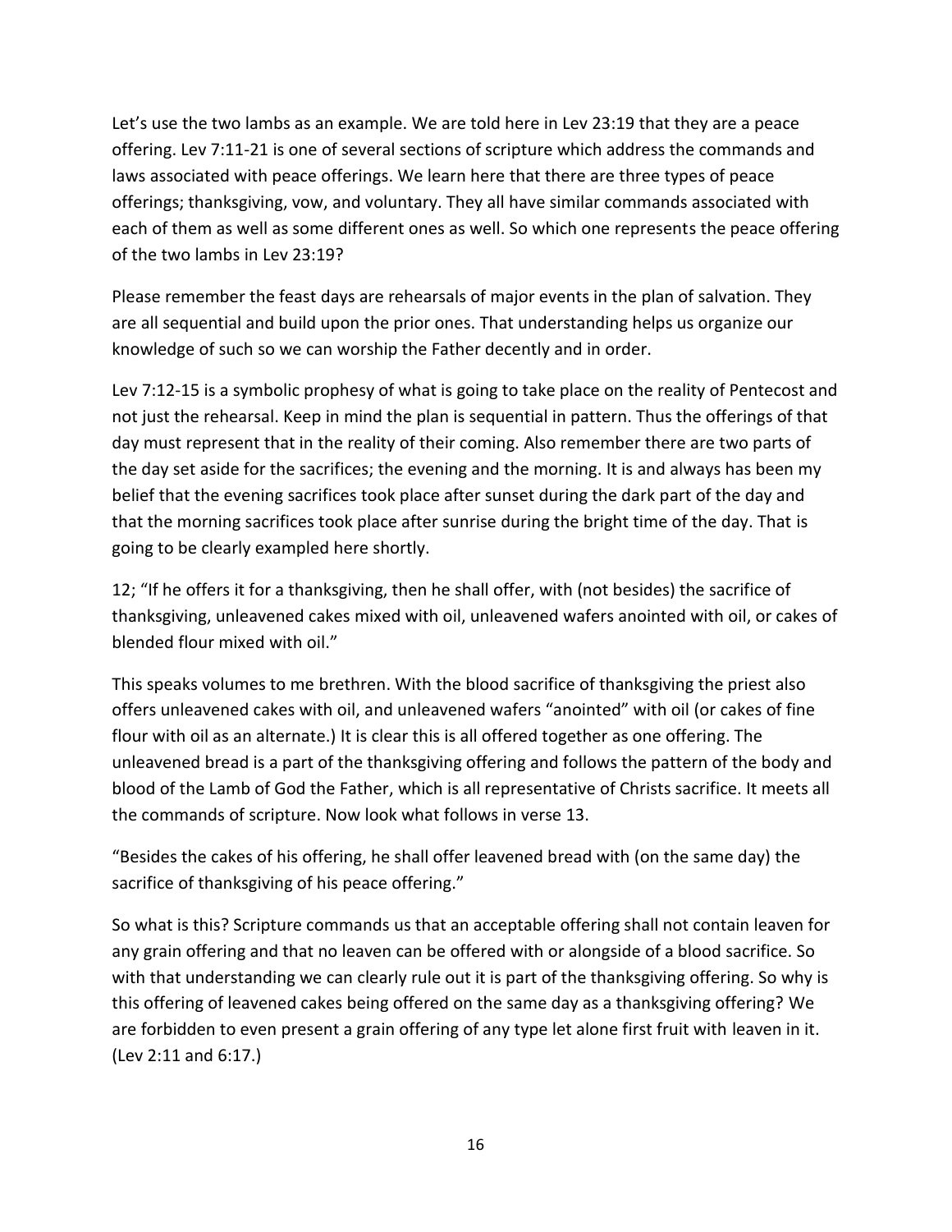Let's use the two lambs as an example. We are told here in Lev 23:19 that they are a peace offering. Lev 7:11-21 is one of several sections of scripture which address the commands and laws associated with peace offerings. We learn here that there are three types of peace offerings; thanksgiving, vow, and voluntary. They all have similar commands associated with each of them as well as some different ones as well. So which one represents the peace offering of the two lambs in Lev 23:19?

Please remember the feast days are rehearsals of major events in the plan of salvation. They are all sequential and build upon the prior ones. That understanding helps us organize our knowledge of such so we can worship the Father decently and in order.

Lev 7:12-15 is a symbolic prophesy of what is going to take place on the reality of Pentecost and not just the rehearsal. Keep in mind the plan is sequential in pattern. Thus the offerings of that day must represent that in the reality of their coming. Also remember there are two parts of the day set aside for the sacrifices; the evening and the morning. It is and always has been my belief that the evening sacrifices took place after sunset during the dark part of the day and that the morning sacrifices took place after sunrise during the bright time of the day. That is going to be clearly exampled here shortly.

12; "If he offers it for a thanksgiving, then he shall offer, with (not besides) the sacrifice of thanksgiving, unleavened cakes mixed with oil, unleavened wafers anointed with oil, or cakes of blended flour mixed with oil."

This speaks volumes to me brethren. With the blood sacrifice of thanksgiving the priest also offers unleavened cakes with oil, and unleavened wafers "anointed" with oil (or cakes of fine flour with oil as an alternate.) It is clear this is all offered together as one offering. The unleavened bread is a part of the thanksgiving offering and follows the pattern of the body and blood of the Lamb of God the Father, which is all representative of Christs sacrifice. It meets all the commands of scripture. Now look what follows in verse 13.

"Besides the cakes of his offering, he shall offer leavened bread with (on the same day) the sacrifice of thanksgiving of his peace offering."

So what is this? Scripture commands us that an acceptable offering shall not contain leaven for any grain offering and that no leaven can be offered with or alongside of a blood sacrifice. So with that understanding we can clearly rule out it is part of the thanksgiving offering. So why is this offering of leavened cakes being offered on the same day as a thanksgiving offering? We are forbidden to even present a grain offering of any type let alone first fruit with leaven in it. (Lev 2:11 and 6:17.)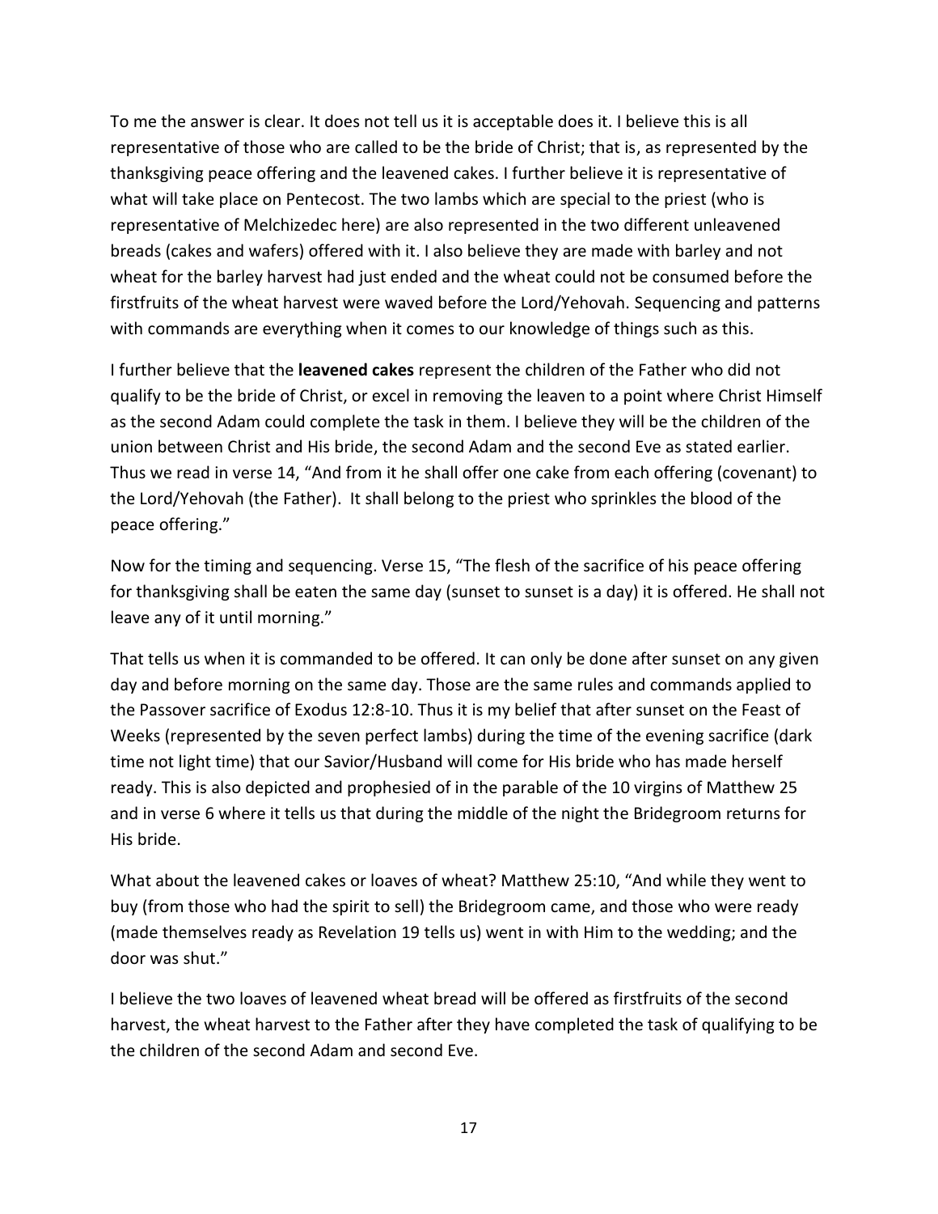To me the answer is clear. It does not tell us it is acceptable does it. I believe this is all representative of those who are called to be the bride of Christ; that is, as represented by the thanksgiving peace offering and the leavened cakes. I further believe it is representative of what will take place on Pentecost. The two lambs which are special to the priest (who is representative of Melchizedec here) are also represented in the two different unleavened breads (cakes and wafers) offered with it. I also believe they are made with barley and not wheat for the barley harvest had just ended and the wheat could not be consumed before the firstfruits of the wheat harvest were waved before the Lord/Yehovah. Sequencing and patterns with commands are everything when it comes to our knowledge of things such as this.

I further believe that the **leavened cakes** represent the children of the Father who did not qualify to be the bride of Christ, or excel in removing the leaven to a point where Christ Himself as the second Adam could complete the task in them. I believe they will be the children of the union between Christ and His bride, the second Adam and the second Eve as stated earlier. Thus we read in verse 14, "And from it he shall offer one cake from each offering (covenant) to the Lord/Yehovah (the Father). It shall belong to the priest who sprinkles the blood of the peace offering."

Now for the timing and sequencing. Verse 15, "The flesh of the sacrifice of his peace offering for thanksgiving shall be eaten the same day (sunset to sunset is a day) it is offered. He shall not leave any of it until morning."

That tells us when it is commanded to be offered. It can only be done after sunset on any given day and before morning on the same day. Those are the same rules and commands applied to the Passover sacrifice of Exodus 12:8-10. Thus it is my belief that after sunset on the Feast of Weeks (represented by the seven perfect lambs) during the time of the evening sacrifice (dark time not light time) that our Savior/Husband will come for His bride who has made herself ready. This is also depicted and prophesied of in the parable of the 10 virgins of Matthew 25 and in verse 6 where it tells us that during the middle of the night the Bridegroom returns for His bride.

What about the leavened cakes or loaves of wheat? Matthew 25:10, "And while they went to buy (from those who had the spirit to sell) the Bridegroom came, and those who were ready (made themselves ready as Revelation 19 tells us) went in with Him to the wedding; and the door was shut."

I believe the two loaves of leavened wheat bread will be offered as firstfruits of the second harvest, the wheat harvest to the Father after they have completed the task of qualifying to be the children of the second Adam and second Eve.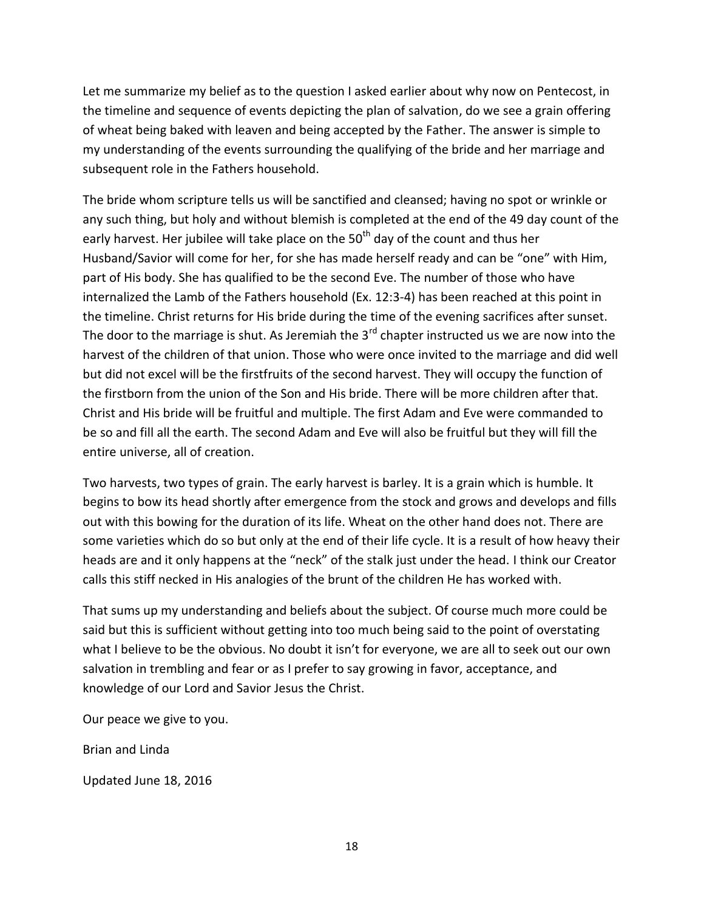Let me summarize my belief as to the question I asked earlier about why now on Pentecost, in the timeline and sequence of events depicting the plan of salvation, do we see a grain offering of wheat being baked with leaven and being accepted by the Father. The answer is simple to my understanding of the events surrounding the qualifying of the bride and her marriage and subsequent role in the Fathers household.

The bride whom scripture tells us will be sanctified and cleansed; having no spot or wrinkle or any such thing, but holy and without blemish is completed at the end of the 49 day count of the early harvest. Her jubilee will take place on the 50th day of the count and thus her Husband/Savior will come for her, for she has made herself ready and can be "one" with Him, part of His body. She has qualified to be the second Eve. The number of those who have internalized the Lamb of the Fathers household (Ex. 12:3-4) has been reached at this point in the timeline. Christ returns for His bride during the time of the evening sacrifices after sunset. The door to the marriage is shut. As Jeremiah the 3rd chapter instructed us we are now into the harvest of the children of that union. Those who were once invited to the marriage and did well but did not excel will be the firstfruits of the second harvest. They will occupy the function of the firstborn from the union of the Son and His bride. There will be more children after that. Christ and His bride will be fruitful and multiple. The first Adam and Eve were commanded to be so and fill all the earth. The second Adam and Eve will also be fruitful but they will fill the entire universe, all of creation.

Two harvests, two types of grain. The early harvest is barley. It is a grain which is humble. It begins to bow its head shortly after emergence from the stock and grows and develops and fills out with this bowing for the duration of its life. Wheat on the other hand does not. There are some varieties which do so but only at the end of their life cycle. It is a result of how heavy their heads are and it only happens at the "neck" of the stalk just under the head. I think our Creator calls this stiff necked in His analogies of the brunt of the children He has worked with.

That sums up my understanding and beliefs about the subject. Of course much more could be said but this is sufficient without getting into too much being said to the point of overstating what I believe to be the obvious. No doubt it isn't for everyone, we are all to seek out our own salvation in trembling and fear or as I prefer to say growing in favor, acceptance, and knowledge of our Lord and Savior Jesus the Christ.

Our peace we give to you.

Brian and Linda

Updated June 18, 2016